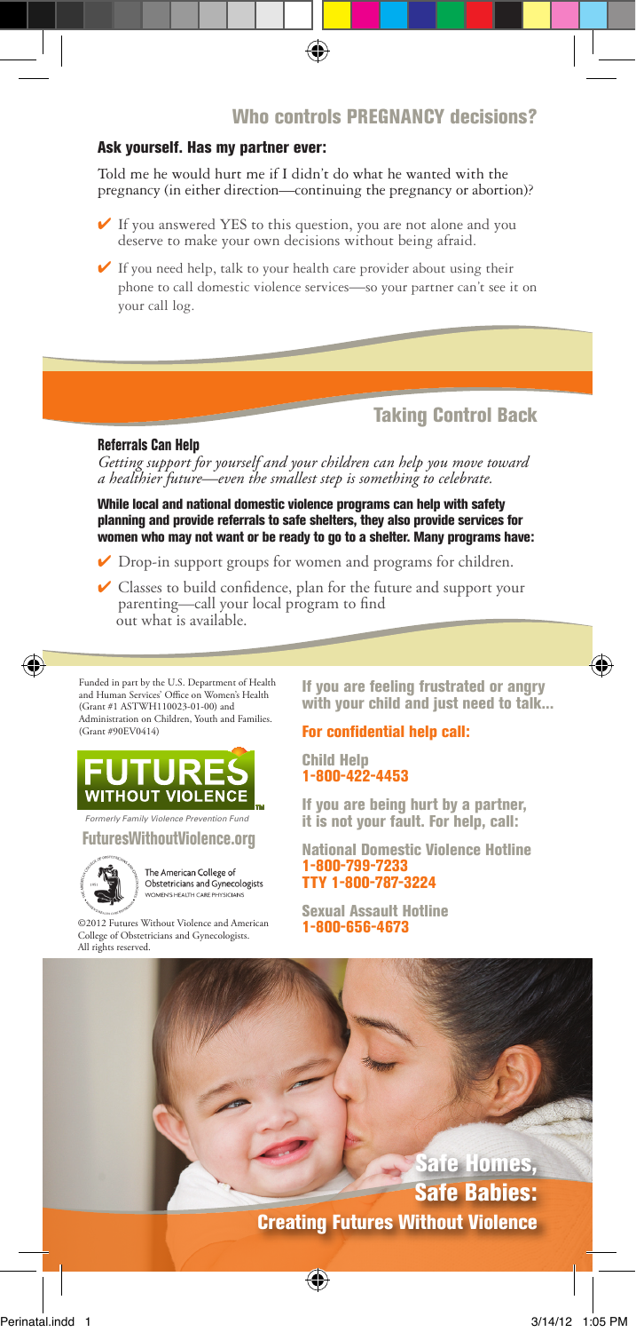## Who controls PREGNANCY decisions?

### Ask yourself. Has my partner ever:

Told me he would hurt me if I didn't do what he wanted with the pregnancy (in either direction—continuing the pregnancy or abortion)?

- ✔ If you answered YES to this question, you are not alone and you deserve to make your own decisions without being afraid.
- ✔ If you need help, talk to your health care provider about using their phone to call domestic violence services—so your partner can't see it on your call log.

## Taking Control Back

### Referrals Can Help

*Getting support for yourself and your children can help you move toward a healthier future—even the smallest step is something to celebrate.*

**While local and national domestic violence programs can help with safety planning and provide referrals to safe shelters, they also provide services for women who may not want or be ready to go to a shelter. Many programs have:**

- ✔ Drop-in support groups for women and programs for children.
- ✔ Classes to build confidence, plan for the future and support your parenting—call your local program to find out what is available.

Funded in part by the U.S. Department of Health and Human Services' Office on Women's Health (Grant #1 ASTWH110023-01-00) and Administration on Children, Youth and Families. (Grant #90EV0414)

FUTURES WITHOUT VIOLENCE™

*Formerly Family Violence Prevention Fund*

**FuturesWithoutViolence.org**

The American College of Obstetricians and Gynecologists
WOMEN'S HEALTH CARE PHYSICIANS

©2012 Futures Without Violence and American College of Obstetricians and Gynecologists. All rights reserved.

**If you are feeling frustrated or angry with your child and just need to talk...**

**For confidential help call:**

**Child Help**
**1-800-422-4453**

**If you are being hurt by a partner, it is not your fault. For help, call:**

**National Domestic Violence Hotline**
**1-800-799-7233**
**TTY 1-800-787-3224**

**Sexual Assault Hotline**
**1-800-656-4673**

# Safe Homes, Safe Babies:

## Creating Futures Without Violence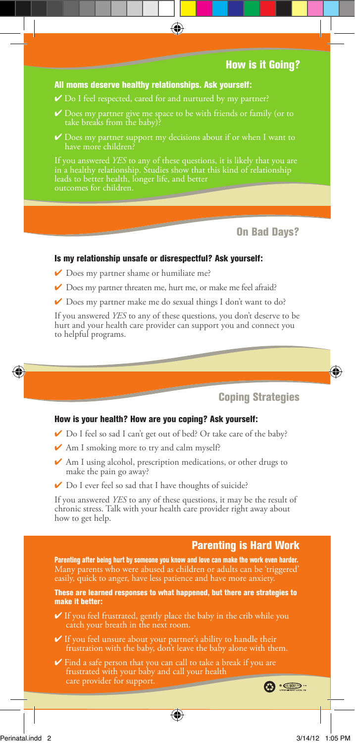## How is it Going?

**All moms deserve healthy relationships. Ask yourself:**

- ✔ Do I feel respected, cared for and nurtured by my partner?
- ✔ Does my partner give me space to be with friends or family (or to take breaks from the baby)?
- ✔ Does my partner support my decisions about if or when I want to have more children?

If you answered *YES* to any of these questions, it is likely that you are in a healthy relationship. Studies show that this kind of relationship leads to better health, longer life, and better outcomes for children.

## On Bad Days?

**Is my relationship unsafe or disrespectful? Ask yourself:**

- ✔ Does my partner shame or humiliate me?
- ✔ Does my partner threaten me, hurt me, or make me feel afraid?
- ✔ Does my partner make me do sexual things I don't want to do?

If you answered *YES* to any of these questions, you don't deserve to be hurt and your health care provider can support you and connect you to helpful programs.

## Coping Strategies

**How is your health? How are you coping? Ask yourself:**

- ✔ Do I feel so sad I can't get out of bed? Or take care of the baby?
- ✔ Am I smoking more to try and calm myself?
- ✔ Am I using alcohol, prescription medications, or other drugs to make the pain go away?
- ✔ Do I ever feel so sad that I have thoughts of suicide?

If you answered *YES* to any of these questions, it may be the result of chronic stress. Talk with your health care provider right away about how to get help.

## Parenting is Hard Work

**Parenting after being hurt by someone you know and love can make the work even harder.** Many parents who were abused as children or adults can be 'triggered' easily, quick to anger, have less patience and have more anxiety.

**These are learned responses to what happened, but there are strategies to make it better:**

- ✔ If you feel frustrated, gently place the baby in the crib while you catch your breath in the next room.
- ✔ If you feel unsure about your partner's ability to handle their frustration with the baby, don't leave the baby alone with them.
- ✔ Find a safe person that you can call to take a break if you are frustrated with your baby and call your health care provider for support.